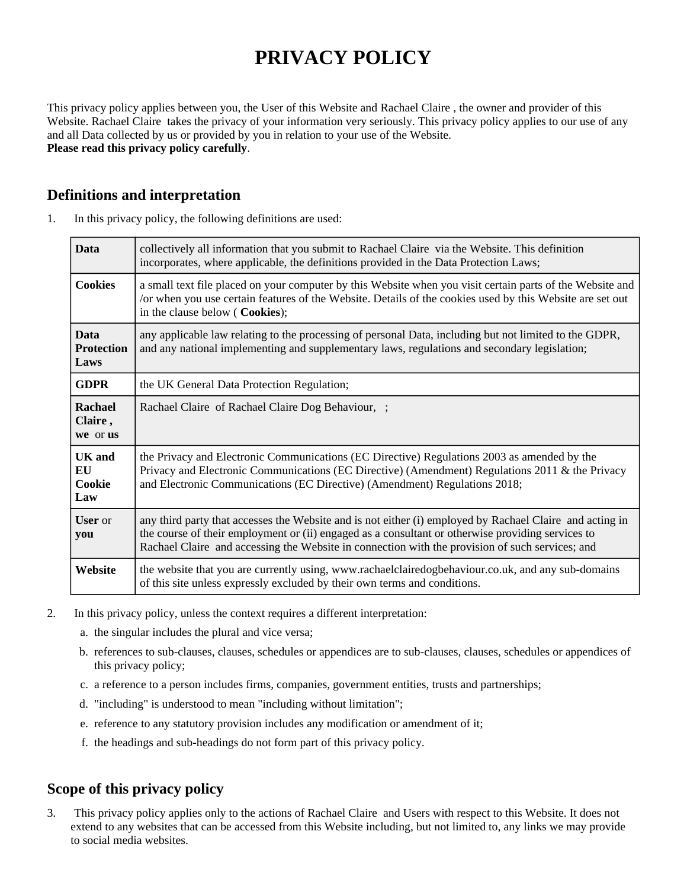# PRIVACY POLICY

This privacy policy applies between you, the User of this Website and Rachael Claire , the owner and provider of this Website. Rachael Claire takes the privacy of your information very seriously. This privacy policy applies to our use of any and all Data collected by us or provided by you in relation to your use of the Website.
**Please read this privacy policy carefully**.

## Definitions and interpretation

1. In this privacy policy, the following definitions are used:

| | |
|---|---|
| **Data** | collectively all information that you submit to Rachael Claire via the Website. This definition incorporates, where applicable, the definitions provided in the Data Protection Laws; |
| **Cookies** | a small text file placed on your computer by this Website when you visit certain parts of the Website and /or when you use certain features of the Website. Details of the cookies used by this Website are set out in the clause below ( **Cookies**); |
| **Data Protection Laws** | any applicable law relating to the processing of personal Data, including but not limited to the GDPR, and any national implementing and supplementary laws, regulations and secondary legislation; |
| **GDPR** | the UK General Data Protection Regulation; |
| **Rachael Claire , we** or **us** | Rachael Claire of Rachael Claire Dog Behaviour, ; |
| **UK and EU Cookie Law** | the Privacy and Electronic Communications (EC Directive) Regulations 2003 as amended by the Privacy and Electronic Communications (EC Directive) (Amendment) Regulations 2011 & the Privacy and Electronic Communications (EC Directive) (Amendment) Regulations 2018; |
| **User** or **you** | any third party that accesses the Website and is not either (i) employed by Rachael Claire and acting in the course of their employment or (ii) engaged as a consultant or otherwise providing services to Rachael Claire and accessing the Website in connection with the provision of such services; and |
| **Website** | the website that you are currently using, www.rachaelclairedogbehaviour.co.uk, and any sub-domains of this site unless expressly excluded by their own terms and conditions. |

2. In this privacy policy, unless the context requires a different interpretation:
   a. the singular includes the plural and vice versa;
   b. references to sub-clauses, clauses, schedules or appendices are to sub-clauses, clauses, schedules or appendices of this privacy policy;
   c. a reference to a person includes firms, companies, government entities, trusts and partnerships;
   d. "including" is understood to mean "including without limitation";
   e. reference to any statutory provision includes any modification or amendment of it;
   f. the headings and sub-headings do not form part of this privacy policy.

## Scope of this privacy policy

3. This privacy policy applies only to the actions of Rachael Claire and Users with respect to this Website. It does not extend to any websites that can be accessed from this Website including, but not limited to, any links we may provide to social media websites.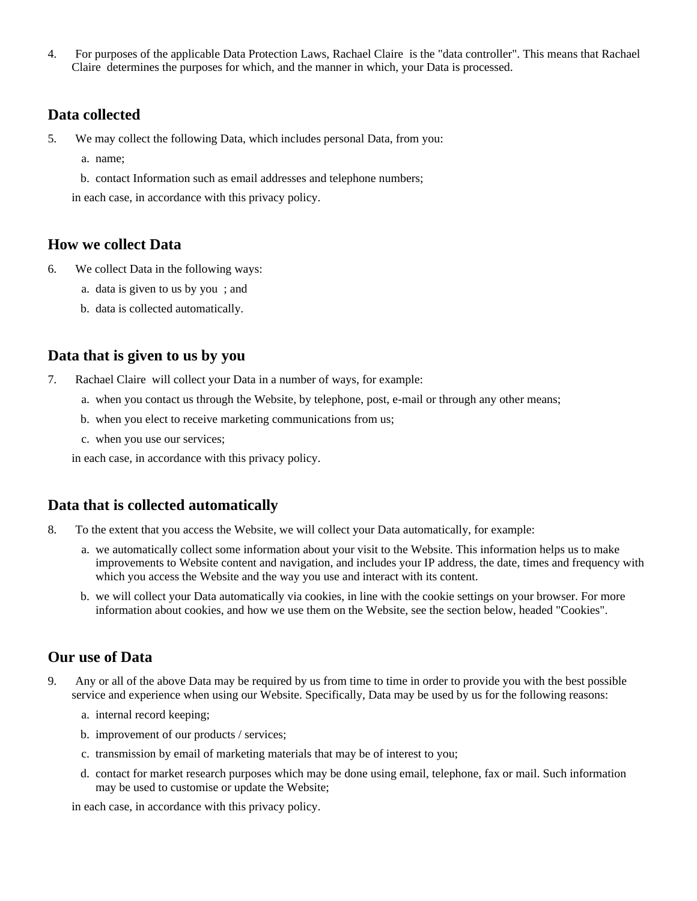4. For purposes of the applicable Data Protection Laws, Rachael Claire is the "data controller". This means that Rachael Claire determines the purposes for which, and the manner in which, your Data is processed.

## Data collected

5. We may collect the following Data, which includes personal Data, from you:
   a. name;
   b. contact Information such as email addresses and telephone numbers;

   in each case, in accordance with this privacy policy.

## How we collect Data

6. We collect Data in the following ways:
   a. data is given to us by you ; and
   b. data is collected automatically.

## Data that is given to us by you

7. Rachael Claire will collect your Data in a number of ways, for example:
   a. when you contact us through the Website, by telephone, post, e-mail or through any other means;
   b. when you elect to receive marketing communications from us;
   c. when you use our services;

   in each case, in accordance with this privacy policy.

## Data that is collected automatically

8. To the extent that you access the Website, we will collect your Data automatically, for example:
   a. we automatically collect some information about your visit to the Website. This information helps us to make improvements to Website content and navigation, and includes your IP address, the date, times and frequency with which you access the Website and the way you use and interact with its content.
   b. we will collect your Data automatically via cookies, in line with the cookie settings on your browser. For more information about cookies, and how we use them on the Website, see the section below, headed "Cookies".

## Our use of Data

9. Any or all of the above Data may be required by us from time to time in order to provide you with the best possible service and experience when using our Website. Specifically, Data may be used by us for the following reasons:
   a. internal record keeping;
   b. improvement of our products / services;
   c. transmission by email of marketing materials that may be of interest to you;
   d. contact for market research purposes which may be done using email, telephone, fax or mail. Such information may be used to customise or update the Website;

   in each case, in accordance with this privacy policy.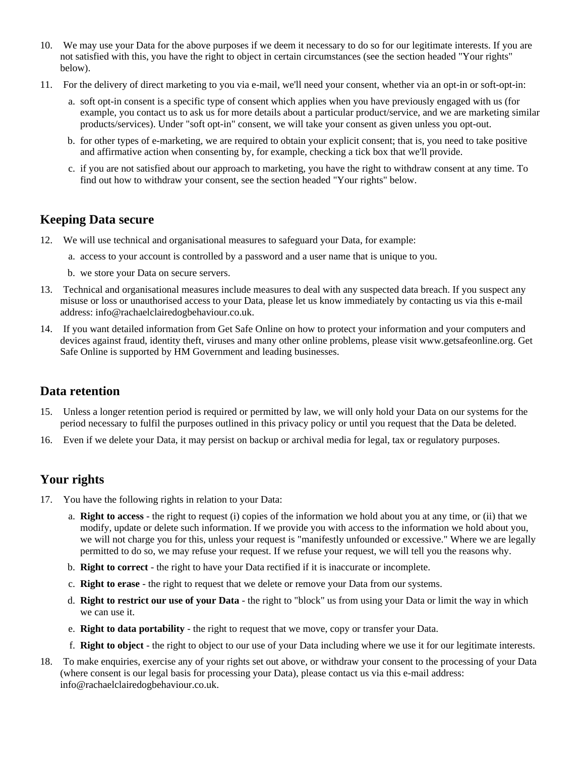10. We may use your Data for the above purposes if we deem it necessary to do so for our legitimate interests. If you are not satisfied with this, you have the right to object in certain circumstances (see the section headed "Your rights" below).
11. For the delivery of direct marketing to you via e-mail, we'll need your consent, whether via an opt-in or soft-opt-in:
    a. soft opt-in consent is a specific type of consent which applies when you have previously engaged with us (for example, you contact us to ask us for more details about a particular product/service, and we are marketing similar products/services). Under "soft opt-in" consent, we will take your consent as given unless you opt-out.
    b. for other types of e-marketing, we are required to obtain your explicit consent; that is, you need to take positive and affirmative action when consenting by, for example, checking a tick box that we'll provide.
    c. if you are not satisfied about our approach to marketing, you have the right to withdraw consent at any time. To find out how to withdraw your consent, see the section headed "Your rights" below.

## Keeping Data secure

12. We will use technical and organisational measures to safeguard your Data, for example:
    a. access to your account is controlled by a password and a user name that is unique to you.
    b. we store your Data on secure servers.
13. Technical and organisational measures include measures to deal with any suspected data breach. If you suspect any misuse or loss or unauthorised access to your Data, please let us know immediately by contacting us via this e-mail address: info@rachaelclairedogbehaviour.co.uk.
14. If you want detailed information from Get Safe Online on how to protect your information and your computers and devices against fraud, identity theft, viruses and many other online problems, please visit www.getsafeonline.org. Get Safe Online is supported by HM Government and leading businesses.

## Data retention

15. Unless a longer retention period is required or permitted by law, we will only hold your Data on our systems for the period necessary to fulfil the purposes outlined in this privacy policy or until you request that the Data be deleted.
16. Even if we delete your Data, it may persist on backup or archival media for legal, tax or regulatory purposes.

## Your rights

17. You have the following rights in relation to your Data:
    a. **Right to access** - the right to request (i) copies of the information we hold about you at any time, or (ii) that we modify, update or delete such information. If we provide you with access to the information we hold about you, we will not charge you for this, unless your request is "manifestly unfounded or excessive." Where we are legally permitted to do so, we may refuse your request. If we refuse your request, we will tell you the reasons why.
    b. **Right to correct** - the right to have your Data rectified if it is inaccurate or incomplete.
    c. **Right to erase** - the right to request that we delete or remove your Data from our systems.
    d. **Right to restrict our use of your Data** - the right to "block" us from using your Data or limit the way in which we can use it.
    e. **Right to data portability** - the right to request that we move, copy or transfer your Data.
    f. **Right to object** - the right to object to our use of your Data including where we use it for our legitimate interests.
18. To make enquiries, exercise any of your rights set out above, or withdraw your consent to the processing of your Data (where consent is our legal basis for processing your Data), please contact us via this e-mail address: info@rachaelclairedogbehaviour.co.uk.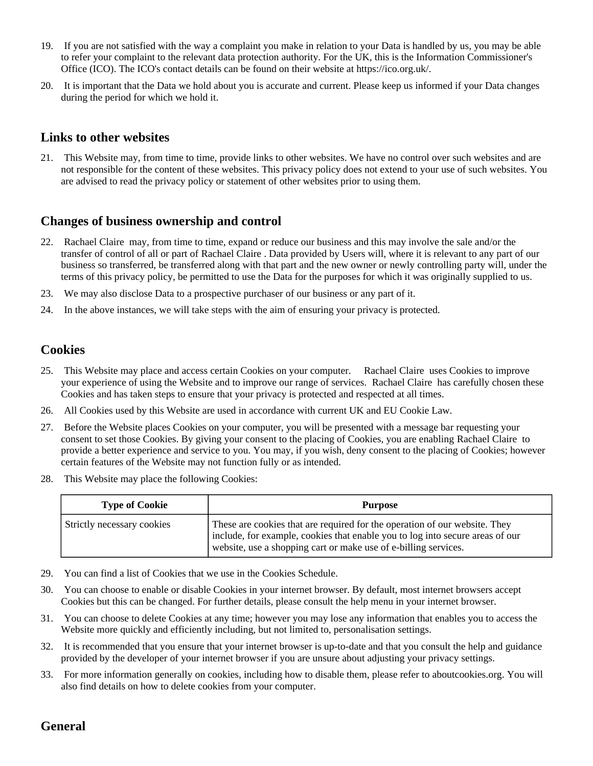19. If you are not satisfied with the way a complaint you make in relation to your Data is handled by us, you may be able to refer your complaint to the relevant data protection authority. For the UK, this is the Information Commissioner's Office (ICO). The ICO's contact details can be found on their website at https://ico.org.uk/.

20. It is important that the Data we hold about you is accurate and current. Please keep us informed if your Data changes during the period for which we hold it.

## Links to other websites

21. This Website may, from time to time, provide links to other websites. We have no control over such websites and are not responsible for the content of these websites. This privacy policy does not extend to your use of such websites. You are advised to read the privacy policy or statement of other websites prior to using them.

## Changes of business ownership and control

22. Rachael Claire may, from time to time, expand or reduce our business and this may involve the sale and/or the transfer of control of all or part of Rachael Claire . Data provided by Users will, where it is relevant to any part of our business so transferred, be transferred along with that part and the new owner or newly controlling party will, under the terms of this privacy policy, be permitted to use the Data for the purposes for which it was originally supplied to us.

23. We may also disclose Data to a prospective purchaser of our business or any part of it.

24. In the above instances, we will take steps with the aim of ensuring your privacy is protected.

## Cookies

25. This Website may place and access certain Cookies on your computer. Rachael Claire uses Cookies to improve your experience of using the Website and to improve our range of services. Rachael Claire has carefully chosen these Cookies and has taken steps to ensure that your privacy is protected and respected at all times.

26. All Cookies used by this Website are used in accordance with current UK and EU Cookie Law.

27. Before the Website places Cookies on your computer, you will be presented with a message bar requesting your consent to set those Cookies. By giving your consent to the placing of Cookies, you are enabling Rachael Claire to provide a better experience and service to you. You may, if you wish, deny consent to the placing of Cookies; however certain features of the Website may not function fully or as intended.

28. This Website may place the following Cookies:

| Type of Cookie | Purpose |
| --- | --- |
| Strictly necessary cookies | These are cookies that are required for the operation of our website. They include, for example, cookies that enable you to log into secure areas of our website, use a shopping cart or make use of e-billing services. |

29. You can find a list of Cookies that we use in the Cookies Schedule.

30. You can choose to enable or disable Cookies in your internet browser. By default, most internet browsers accept Cookies but this can be changed. For further details, please consult the help menu in your internet browser.

31. You can choose to delete Cookies at any time; however you may lose any information that enables you to access the Website more quickly and efficiently including, but not limited to, personalisation settings.

32. It is recommended that you ensure that your internet browser is up-to-date and that you consult the help and guidance provided by the developer of your internet browser if you are unsure about adjusting your privacy settings.

33. For more information generally on cookies, including how to disable them, please refer to aboutcookies.org. You will also find details on how to delete cookies from your computer.

## General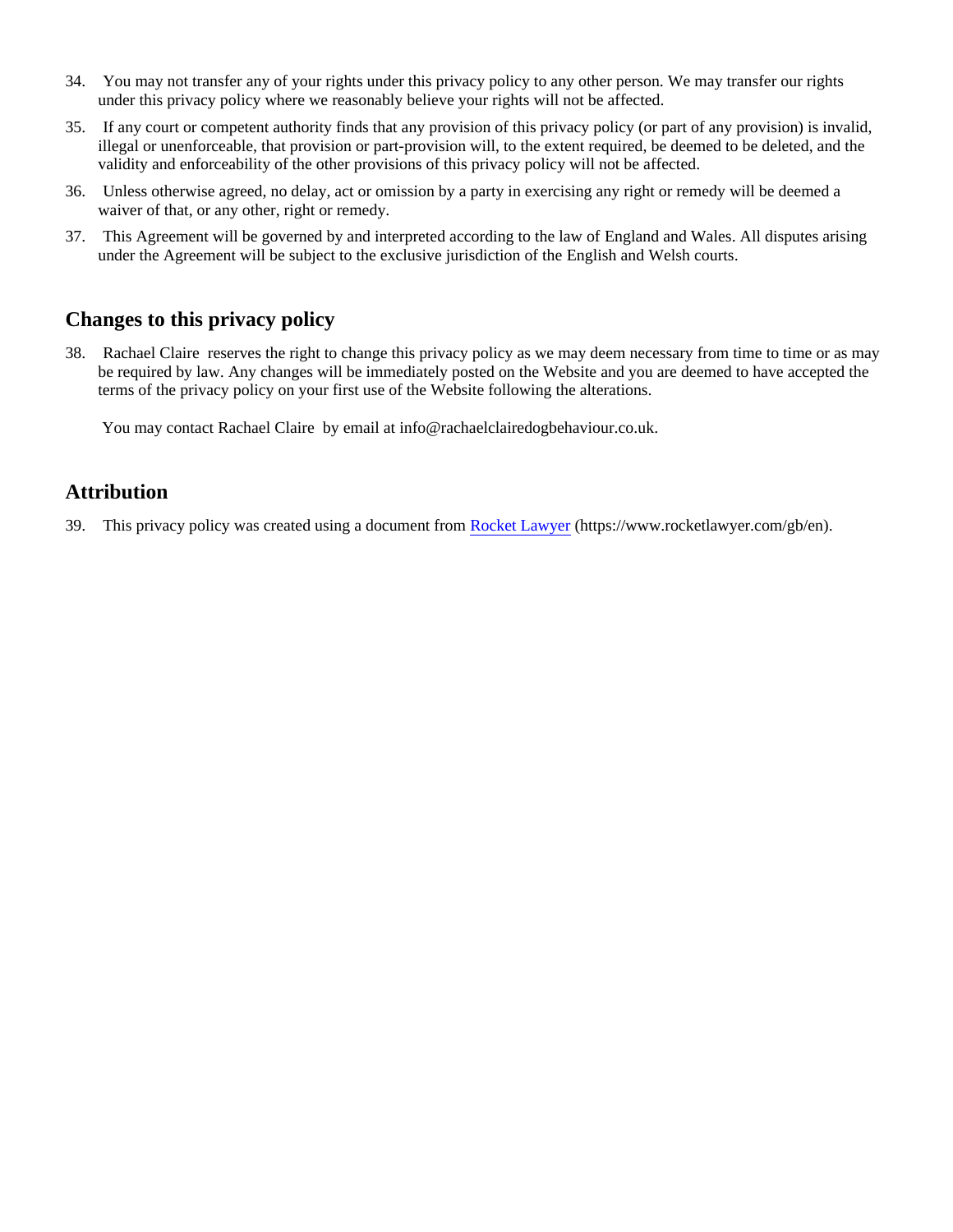34. You may not transfer any of your rights under this privacy policy to any other person. We may transfer our rights under this privacy policy where we reasonably believe your rights will not be affected.

35. If any court or competent authority finds that any provision of this privacy policy (or part of any provision) is invalid, illegal or unenforceable, that provision or part-provision will, to the extent required, be deemed to be deleted, and the validity and enforceability of the other provisions of this privacy policy will not be affected.

36. Unless otherwise agreed, no delay, act or omission by a party in exercising any right or remedy will be deemed a waiver of that, or any other, right or remedy.

37. This Agreement will be governed by and interpreted according to the law of England and Wales. All disputes arising under the Agreement will be subject to the exclusive jurisdiction of the English and Welsh courts.

## Changes to this privacy policy

38. Rachael Claire reserves the right to change this privacy policy as we may deem necessary from time to time or as may be required by law. Any changes will be immediately posted on the Website and you are deemed to have accepted the terms of the privacy policy on your first use of the Website following the alterations.

    You may contact Rachael Claire by email at info@rachaelclairedogbehaviour.co.uk.

## Attribution

39. This privacy policy was created using a document from [Rocket Lawyer](https://www.rocketlawyer.com/gb/en) (https://www.rocketlawyer.com/gb/en).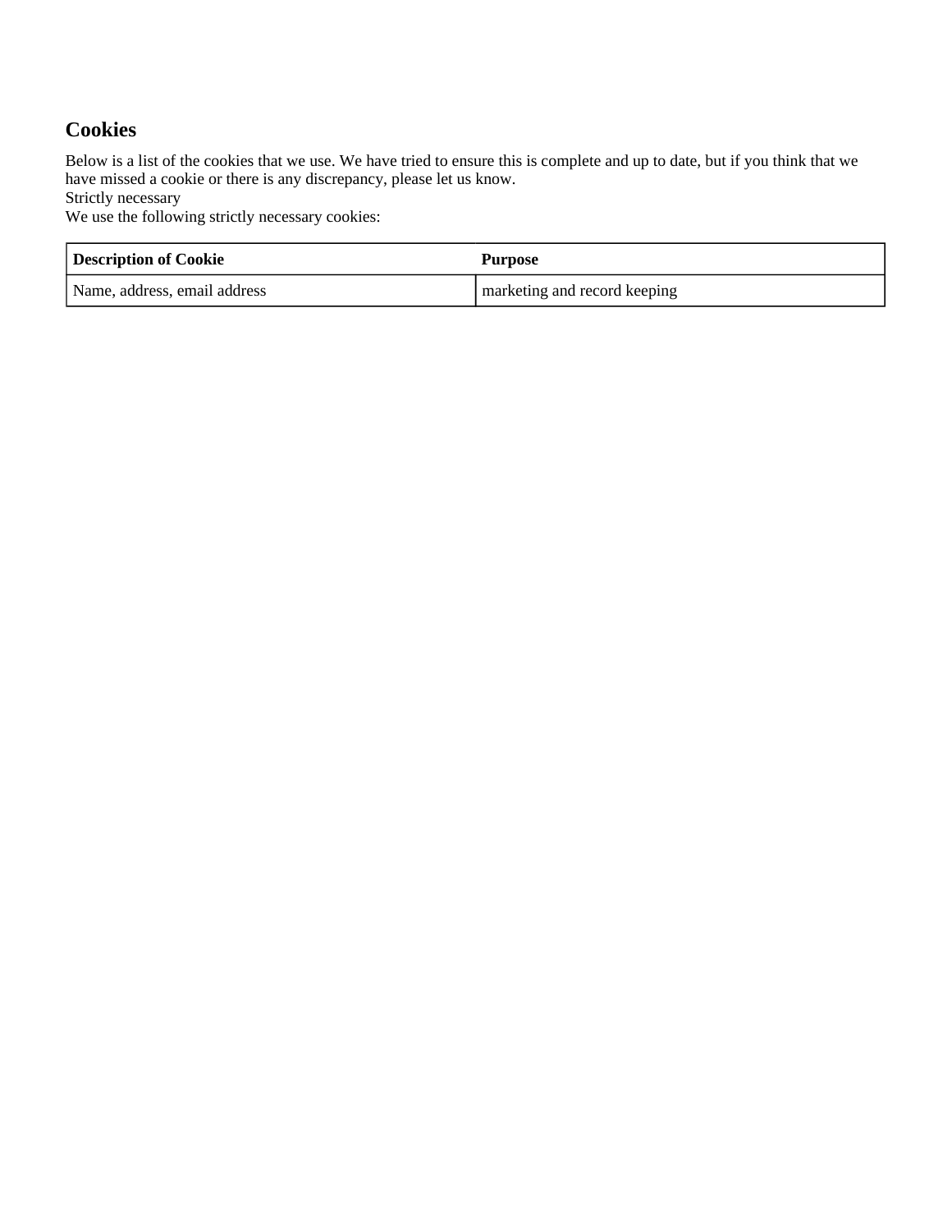## Cookies

Below is a list of the cookies that we use. We have tried to ensure this is complete and up to date, but if you think that we have missed a cookie or there is any discrepancy, please let us know.
Strictly necessary
We use the following strictly necessary cookies:

| Description of Cookie | Purpose |
|---|---|
| Name, address, email address | marketing and record keeping |